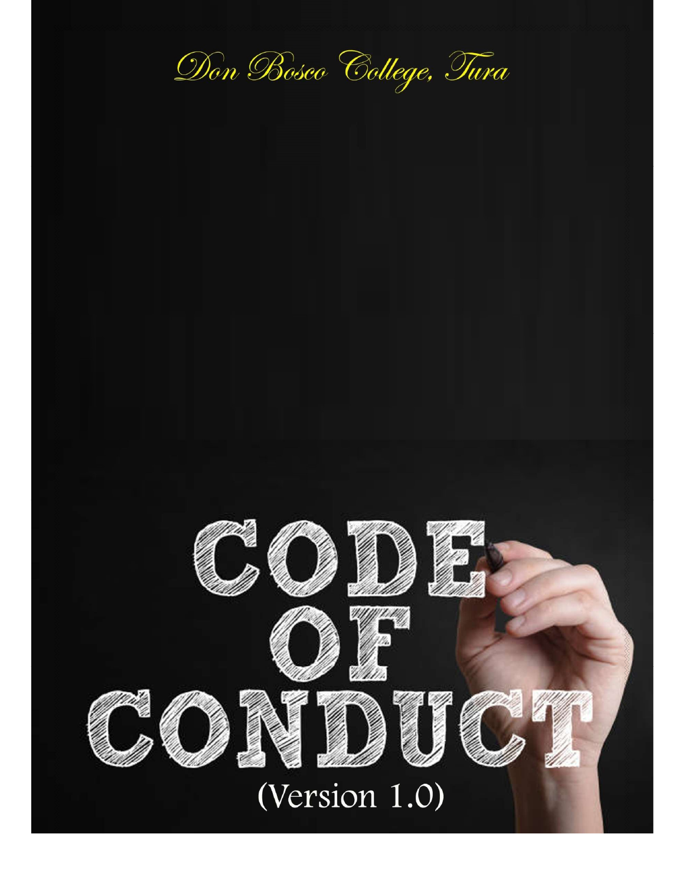Don Bosco College, Tura

# CODE OF CONDUCT

(Version 1.0)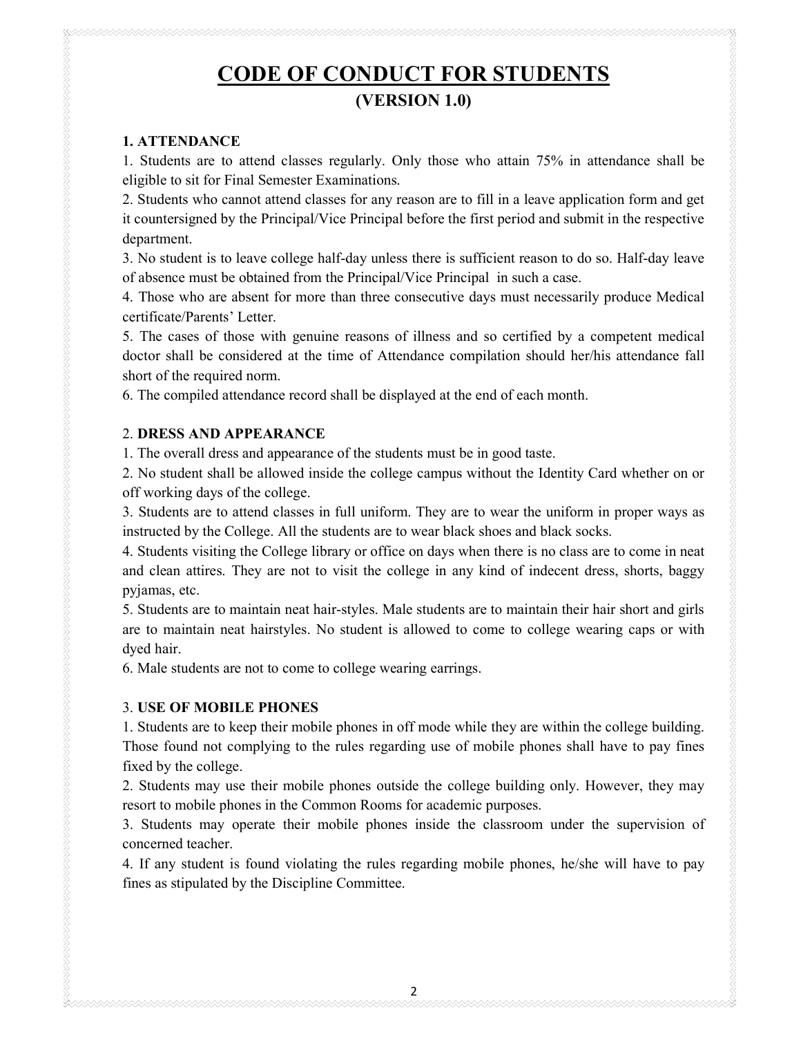# CODE OF CONDUCT FOR STUDENTS

## (VERSION 1.0)

### 1. ATTENDANCE

1. Students are to attend classes regularly. Only those who attain 75% in attendance shall be eligible to sit for Final Semester Examinations.
2. Students who cannot attend classes for any reason are to fill in a leave application form and get it countersigned by the Principal/Vice Principal before the first period and submit in the respective department.
3. No student is to leave college half-day unless there is sufficient reason to do so. Half-day leave of absence must be obtained from the Principal/Vice Principal in such a case.
4. Those who are absent for more than three consecutive days must necessarily produce Medical certificate/Parents' Letter.
5. The cases of those with genuine reasons of illness and so certified by a competent medical doctor shall be considered at the time of Attendance compilation should her/his attendance fall short of the required norm.
6. The compiled attendance record shall be displayed at the end of each month.

### 2. DRESS AND APPEARANCE

1. The overall dress and appearance of the students must be in good taste.
2. No student shall be allowed inside the college campus without the Identity Card whether on or off working days of the college.
3. Students are to attend classes in full uniform. They are to wear the uniform in proper ways as instructed by the College. All the students are to wear black shoes and black socks.
4. Students visiting the College library or office on days when there is no class are to come in neat and clean attires. They are not to visit the college in any kind of indecent dress, shorts, baggy pyjamas, etc.
5. Students are to maintain neat hair-styles. Male students are to maintain their hair short and girls are to maintain neat hairstyles. No student is allowed to come to college wearing caps or with dyed hair.
6. Male students are not to come to college wearing earrings.

### 3. USE OF MOBILE PHONES

1. Students are to keep their mobile phones in off mode while they are within the college building. Those found not complying to the rules regarding use of mobile phones shall have to pay fines fixed by the college.
2. Students may use their mobile phones outside the college building only. However, they may resort to mobile phones in the Common Rooms for academic purposes.
3. Students may operate their mobile phones inside the classroom under the supervision of concerned teacher.
4. If any student is found violating the rules regarding mobile phones, he/she will have to pay fines as stipulated by the Discipline Committee.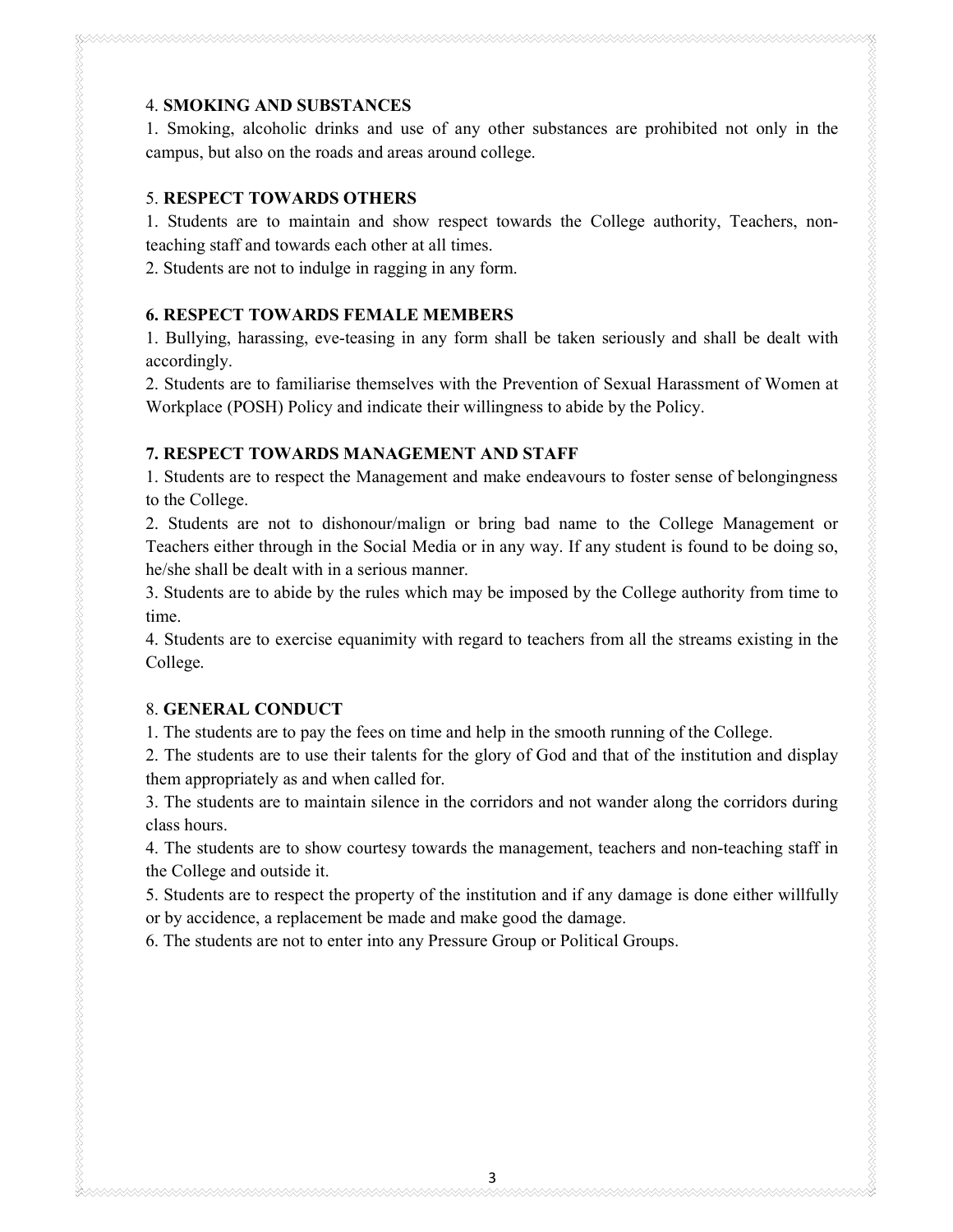### 4. **SMOKING AND SUBSTANCES**

1. Smoking, alcoholic drinks and use of any other substances are prohibited not only in the campus, but also on the roads and areas around college.

### 5. **RESPECT TOWARDS OTHERS**

1. Students are to maintain and show respect towards the College authority, Teachers, non-teaching staff and towards each other at all times.
2. Students are not to indulge in ragging in any form.

### **6. RESPECT TOWARDS FEMALE MEMBERS**

1. Bullying, harassing, eve-teasing in any form shall be taken seriously and shall be dealt with accordingly.
2. Students are to familiarise themselves with the Prevention of Sexual Harassment of Women at Workplace (POSH) Policy and indicate their willingness to abide by the Policy.

### **7. RESPECT TOWARDS MANAGEMENT AND STAFF**

1. Students are to respect the Management and make endeavours to foster sense of belongingness to the College.
2. Students are not to dishonour/malign or bring bad name to the College Management or Teachers either through in the Social Media or in any way. If any student is found to be doing so, he/she shall be dealt with in a serious manner.
3. Students are to abide by the rules which may be imposed by the College authority from time to time.
4. Students are to exercise equanimity with regard to teachers from all the streams existing in the College.

### 8. **GENERAL CONDUCT**

1. The students are to pay the fees on time and help in the smooth running of the College.
2. The students are to use their talents for the glory of God and that of the institution and display them appropriately as and when called for.
3. The students are to maintain silence in the corridors and not wander along the corridors during class hours.
4. The students are to show courtesy towards the management, teachers and non-teaching staff in the College and outside it.
5. Students are to respect the property of the institution and if any damage is done either willfully or by accidence, a replacement be made and make good the damage.
6. The students are not to enter into any Pressure Group or Political Groups.